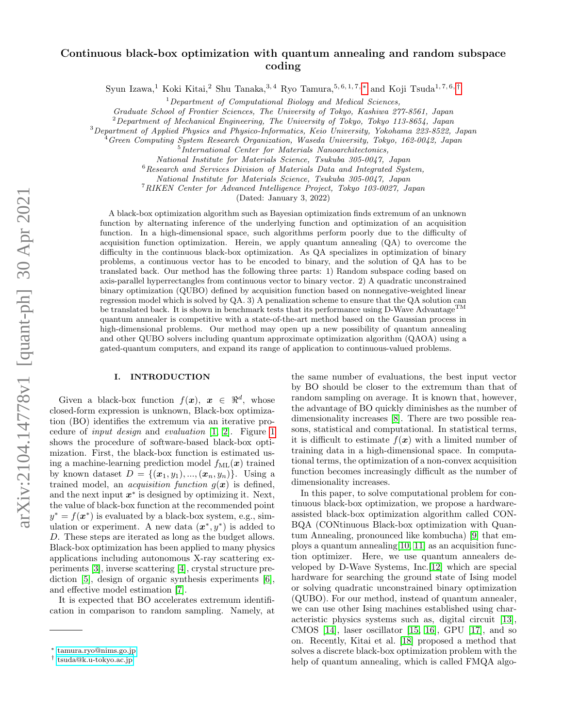# Continuous black-box optimization with quantum annealing and random subspace coding

Syun Izawa,[1] Koki Kitai,[2] Shu Tanaka,[3,4] Ryo Tamura,[5,6,1,7,*] and Koji Tsuda[1,7,6,†]

[1] *Department of Computational Biology and Medical Sciences, Graduate School of Frontier Sciences, The University of Tokyo, Kashiwa 277-8561, Japan*
[2] *Department of Mechanical Engineering, The University of Tokyo, Tokyo 113-8654, Japan*
[3] *Department of Applied Physics and Physico-Informatics, Keio University, Yokohama 223-8522, Japan*
[4] *Green Computing System Research Organization, Waseda University, Tokyo, 162-0042, Japan*
[5] *International Center for Materials Nanoarchitectonics, National Institute for Materials Science, Tsukuba 305-0047, Japan*
[6] *Research and Services Division of Materials Data and Integrated System, National Institute for Materials Science, Tsukuba 305-0047, Japan*
[7] *RIKEN Center for Advanced Intelligence Project, Tokyo 103-0027, Japan*

(Dated: January 3, 2022)

A black-box optimization algorithm such as Bayesian optimization finds extremum of an unknown function by alternating inference of the underlying function and optimization of an acquisition function. In a high-dimensional space, such algorithms perform poorly due to the difficulty of acquisition function optimization. Herein, we apply quantum annealing (QA) to overcome the difficulty in the continuous black-box optimization. As QA specializes in optimization of binary problems, a continuous vector has to be encoded to binary, and the solution of QA has to be translated back. Our method has the following three parts: 1) Random subspace coding based on axis-parallel hyperrectangles from continuous vector to binary vector. 2) A quadratic unconstrained binary optimization (QUBO) defined by acquisition function based on nonnegative-weighted linear regression model which is solved by QA. 3) A penalization scheme to ensure that the QA solution can be translated back. It is shown in benchmark tests that its performance using D-Wave Advantage$^{\mathrm{TM}}$ quantum annealer is competitive with a state-of-the-art method based on the Gaussian process in high-dimensional problems. Our method may open up a new possibility of quantum annealing and other QUBO solvers including quantum approximate optimization algorithm (QAOA) using a gated-quantum computers, and expand its range of application to continuous-valued problems.

## I. INTRODUCTION

Given a black-box function $f(\boldsymbol{x})$, $\boldsymbol{x} \in \Re^d$, whose closed-form expression is unknown, Black-box optimization (BO) identifies the extremum via an iterative procedure of *input design* and *evaluation* [1, 2]. Figure 1 shows the procedure of software-based black-box optimization. First, the black-box function is estimated using a machine-learning prediction model $f_{\mathrm{ML}}(\boldsymbol{x})$ trained by known dataset $D = \{(\boldsymbol{x}_1, y_1), ..., (\boldsymbol{x}_n, y_n)\}$. Using a trained model, an *acquisition function* $g(\boldsymbol{x})$ is defined, and the next input $\boldsymbol{x}^*$ is designed by optimizing it. Next, the value of black-box function at the recommended point $y^* = f(\boldsymbol{x}^*)$ is evaluated by a black-box system, e.g., simulation or experiment. A new data $(\boldsymbol{x}^*, y^*)$ is added to $D$. These steps are iterated as long as the budget allows. Black-box optimization has been applied to many physics applications including autonomous X-ray scattering experiments [3], inverse scattering [4], crystal structure prediction [5], design of organic synthesis experiments [6], and effective model estimation [7].

It is expected that BO accelerates extremum identification in comparison to random sampling. Namely, at the same number of evaluations, the best input vector by BO should be closer to the extremum than that of random sampling on average. It is known that, however, the advantage of BO quickly diminishes as the number of dimensionality increases [8]. There are two possible reasons, statistical and computational. In statistical terms, it is difficult to estimate $f(\boldsymbol{x})$ with a limited number of training data in a high-dimensional space. In computational terms, the optimization of a non-convex acquisition function becomes increasingly difficult as the number of dimensionality increases.

In this paper, to solve computational problem for continuous black-box optimization, we propose a hardware-assisted black-box optimization algorithm called CONBQA (CONtinuous Black-box optimization with Quantum Annealing, pronounced like kombucha) [9] that employs a quantum annealing [10, 11] as an acquisition function optimizer. Here, we use quantum annealers developed by D-Wave Systems, Inc. [12] which are special hardware for searching the ground state of Ising model or solving quadratic unconstrained binary optimization (QUBO). For our method, instead of quantum annealer, we can use other Ising machines established using characteristic physics systems such as, digital circuit [13], CMOS [14], laser oscillator [15, 16], GPU [17], and so on. Recently, Kitai et al. [18] proposed a method that solves a discrete black-box optimization problem with the help of quantum annealing, which is called FMQA algo-

---

* tamura.ryo@nims.go.jp
† tsuda@k.u-tokyo.ac.jp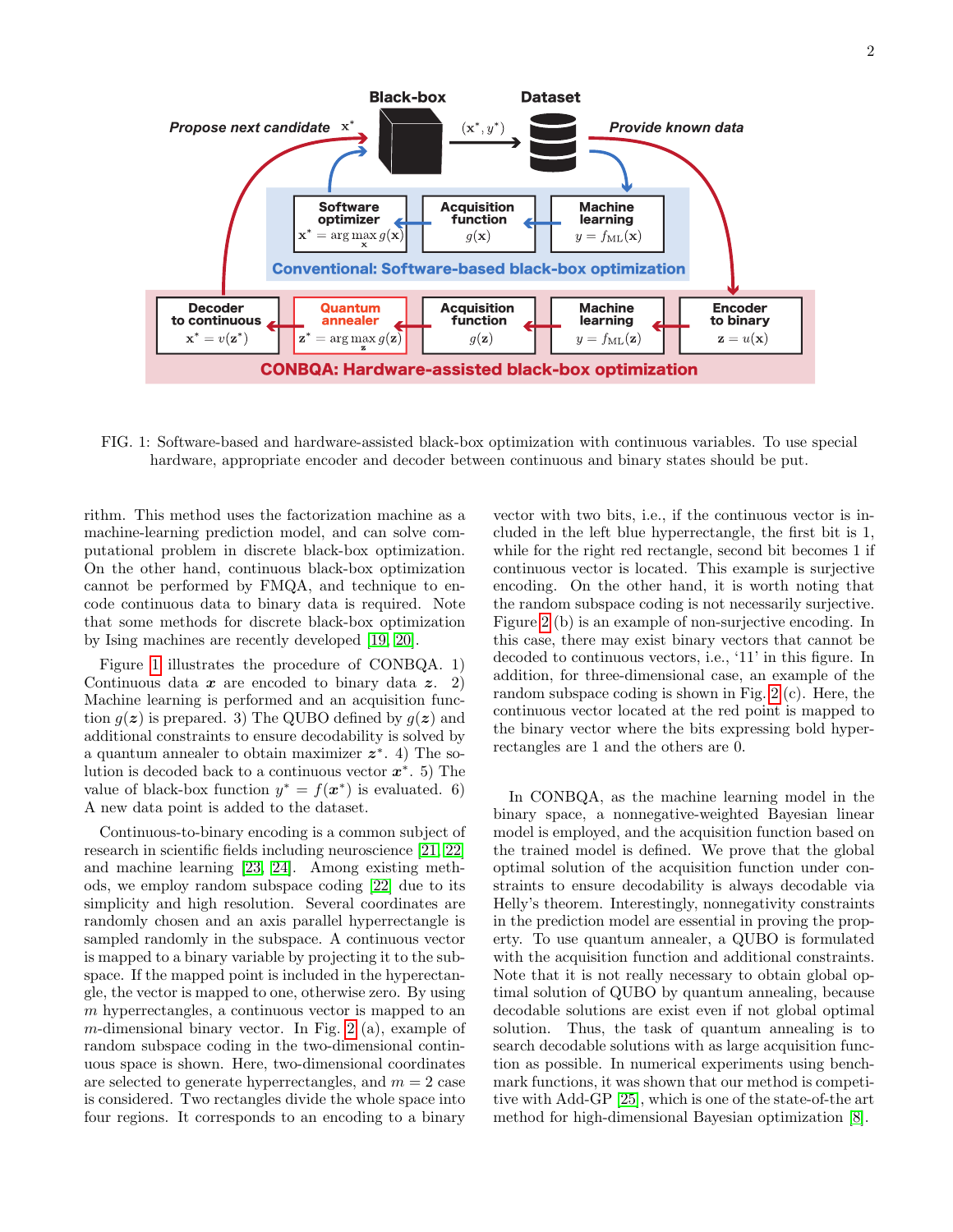FIG. 1: Software-based and hardware-assisted black-box optimization with continuous variables. To use special hardware, appropriate encoder and decoder between continuous and binary states should be put.

rithm. This method uses the factorization machine as a machine-learning prediction model, and can solve computational problem in discrete black-box optimization. On the other hand, continuous black-box optimization cannot be performed by FMQA, and technique to encode continuous data to binary data is required. Note that some methods for discrete black-box optimization by Ising machines are recently developed [19, 20].

Figure 1 illustrates the procedure of CONBQA. 1) Continuous data $\boldsymbol{x}$ are encoded to binary data $\boldsymbol{z}$. 2) Machine learning is performed and an acquisition function $g(\boldsymbol{z})$ is prepared. 3) The QUBO defined by $g(\boldsymbol{z})$ and additional constraints to ensure decodability is solved by a quantum annealer to obtain maximizer $\boldsymbol{z}^*$. 4) The solution is decoded back to a continuous vector $\boldsymbol{x}^*$. 5) The value of black-box function $y^* = f(\boldsymbol{x}^*)$ is evaluated. 6) A new data point is added to the dataset.

Continuous-to-binary encoding is a common subject of research in scientific fields including neuroscience [21, 22] and machine learning [23, 24]. Among existing methods, we employ random subspace coding [22] due to its simplicity and high resolution. Several coordinates are randomly chosen and an axis parallel hyperrectangle is sampled randomly in the subspace. A continuous vector is mapped to a binary variable by projecting it to the subspace. If the mapped point is included in the hyperrectangle, the vector is mapped to one, otherwise zero. By using $m$ hyperrectangles, a continuous vector is mapped to an $m$-dimensional binary vector. In Fig. 2 (a), example of random subspace coding in the two-dimensional continuous space is shown. Here, two-dimensional coordinates are selected to generate hyperrectangles, and $m = 2$ case is considered. Two rectangles divide the whole space into four regions. It corresponds to an encoding to a binary vector with two bits, i.e., if the continuous vector is included in the left blue hyperrectangle, the first bit is 1, while for the right red rectangle, second bit becomes 1 if continuous vector is located. This example is surjective encoding. On the other hand, it is worth noting that the random subspace coding is not necessarily surjective. Figure 2 (b) is an example of non-surjective encoding. In this case, there may exist binary vectors that cannot be decoded to continuous vectors, i.e., '11' in this figure. In addition, for three-dimensional case, an example of the random subspace coding is shown in Fig. 2 (c). Here, the continuous vector located at the red point is mapped to the binary vector where the bits expressing bold hyperrectangles are 1 and the others are 0.

In CONBQA, as the machine learning model in the binary space, a nonnegative-weighted Bayesian linear model is employed, and the acquisition function based on the trained model is defined. We prove that the global optimal solution of the acquisition function under constraints to ensure decodability is always decodable via Helly's theorem. Interestingly, nonnegativity constraints in the prediction model are essential in proving the property. To use quantum annealer, a QUBO is formulated with the acquisition function and additional constraints. Note that it is not really necessary to obtain global optimal solution of QUBO by quantum annealing, because decodable solutions are exist even if not global optimal solution. Thus, the task of quantum annealing is to search decodable solutions with as large acquisition function as possible. In numerical experiments using benchmark functions, it was shown that our method is competitive with Add-GP [25], which is one of the state-of-the art method for high-dimensional Bayesian optimization [8].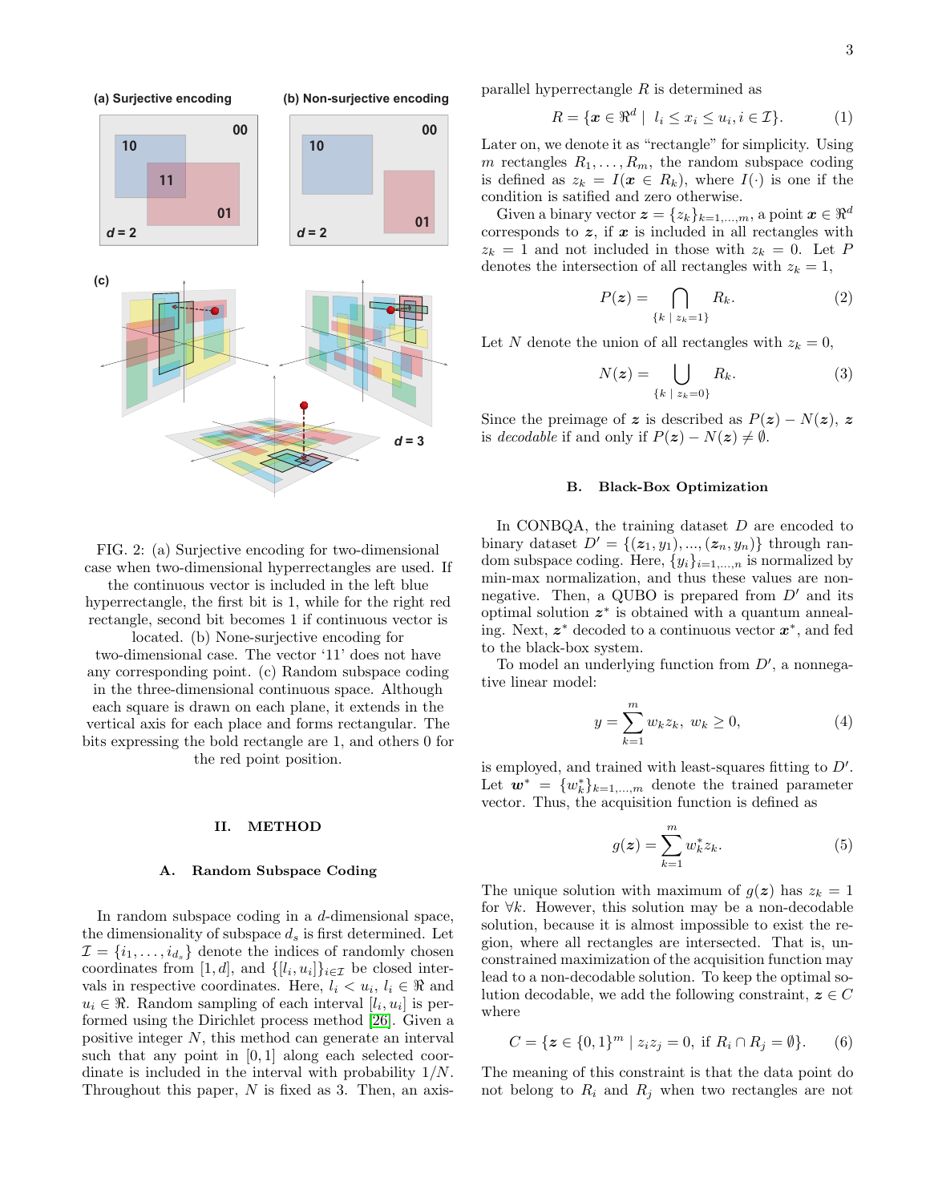FIG. 2: (a) Surjective encoding for two-dimensional case when two-dimensional hyperrectangles are used. If the continuous vector is included in the left blue hyperrectangle, the first bit is 1, while for the right red rectangle, second bit becomes 1 if continuous vector is located. (b) None-surjective encoding for two-dimensional case. The vector '11' does not have any corresponding point. (c) Random subspace coding in the three-dimensional continuous space. Although each square is drawn on each plane, it extends in the vertical axis for each place and forms rectangular. The bits expressing the bold rectangle are 1, and others 0 for the red point position.

## II. METHOD

### A. Random Subspace Coding

In random subspace coding in a $d$-dimensional space, the dimensionality of subspace $d_s$ is first determined. Let $\mathcal{I} = \{i_1, \ldots, i_{d_s}\}$ denote the indices of randomly chosen coordinates from $[1, d]$, and $\{[l_i, u_i]\}_{i \in \mathcal{I}}$ be closed intervals in respective coordinates. Here, $l_i < u_i$, $l_i \in \Re$ and $u_i \in \Re$. Random sampling of each interval $[l_i, u_i]$ is performed using the Dirichlet process method [26]. Given a positive integer $N$, this method can generate an interval such that any point in $[0, 1]$ along each selected coordinate is included in the interval with probability $1/N$. Throughout this paper, $N$ is fixed as 3. Then, an axis-parallel hyperrectangle $R$ is determined as

$$R = \{\boldsymbol{x} \in \Re^d \mid l_i \leq x_i \leq u_i, i \in \mathcal{I}\}. \tag{1}$$

Later on, we denote it as "rectangle" for simplicity. Using $m$ rectangles $R_1, \ldots, R_m$, the random subspace coding is defined as $z_k = I(\boldsymbol{x} \in R_k)$, where $I(\cdot)$ is one if the condition is satified and zero otherwise.

Given a binary vector $\boldsymbol{z} = \{z_k\}_{k=1,\ldots,m}$, a point $\boldsymbol{x} \in \Re^d$ corresponds to $\boldsymbol{z}$, if $\boldsymbol{x}$ is included in all rectangles with $z_k = 1$ and not included in those with $z_k = 0$. Let $P$ denotes the intersection of all rectangles with $z_k = 1$,

$$P(\boldsymbol{z}) = \bigcap_{\{k \mid z_k = 1\}} R_k. \tag{2}$$

Let $N$ denote the union of all rectangles with $z_k = 0$,

$$N(\boldsymbol{z}) = \bigcup_{\{k \mid z_k = 0\}} R_k. \tag{3}$$

Since the preimage of $\boldsymbol{z}$ is described as $P(\boldsymbol{z}) - N(\boldsymbol{z})$, $\boldsymbol{z}$ is *decodable* if and only if $P(\boldsymbol{z}) - N(\boldsymbol{z}) \neq \emptyset$.

### B. Black-Box Optimization

In CONBQA, the training dataset $D$ are encoded to binary dataset $D' = \{(\boldsymbol{z}_1, y_1), \ldots, (\boldsymbol{z}_n, y_n)\}$ through random subspace coding. Here, $\{y_i\}_{i=1,\ldots,n}$ is normalized by min-max normalization, and thus these values are nonnegative. Then, a QUBO is prepared from $D'$ and its optimal solution $\boldsymbol{z}^*$ is obtained with a quantum annealing. Next, $\boldsymbol{z}^*$ decoded to a continuous vector $\boldsymbol{x}^*$, and fed to the black-box system.

To model an underlying function from $D'$, a nonnegative linear model:

$$y = \sum_{k=1}^{m} w_k z_k, \; w_k \geq 0, \tag{4}$$

is employed, and trained with least-squares fitting to $D'$. Let $\boldsymbol{w}^* = \{w_k^*\}_{k=1,\ldots,m}$ denote the trained parameter vector. Thus, the acquisition function is defined as

$$g(\boldsymbol{z}) = \sum_{k=1}^{m} w_k^* z_k. \tag{5}$$

The unique solution with maximum of $g(\boldsymbol{z})$ has $z_k = 1$ for $\forall k$. However, this solution may be a non-decodable solution, because it is almost impossible to exist the region, where all rectangles are intersected. That is, unconstrained maximization of the acquisition function may lead to a non-decodable solution. To keep the optimal solution decodable, we add the following constraint, $\boldsymbol{z} \in C$ where

$$C = \{\boldsymbol{z} \in \{0, 1\}^m \mid z_i z_j = 0, \text{ if } R_i \cap R_j = \emptyset\}. \tag{6}$$

The meaning of this constraint is that the data point do not belong to $R_i$ and $R_j$ when two rectangles are not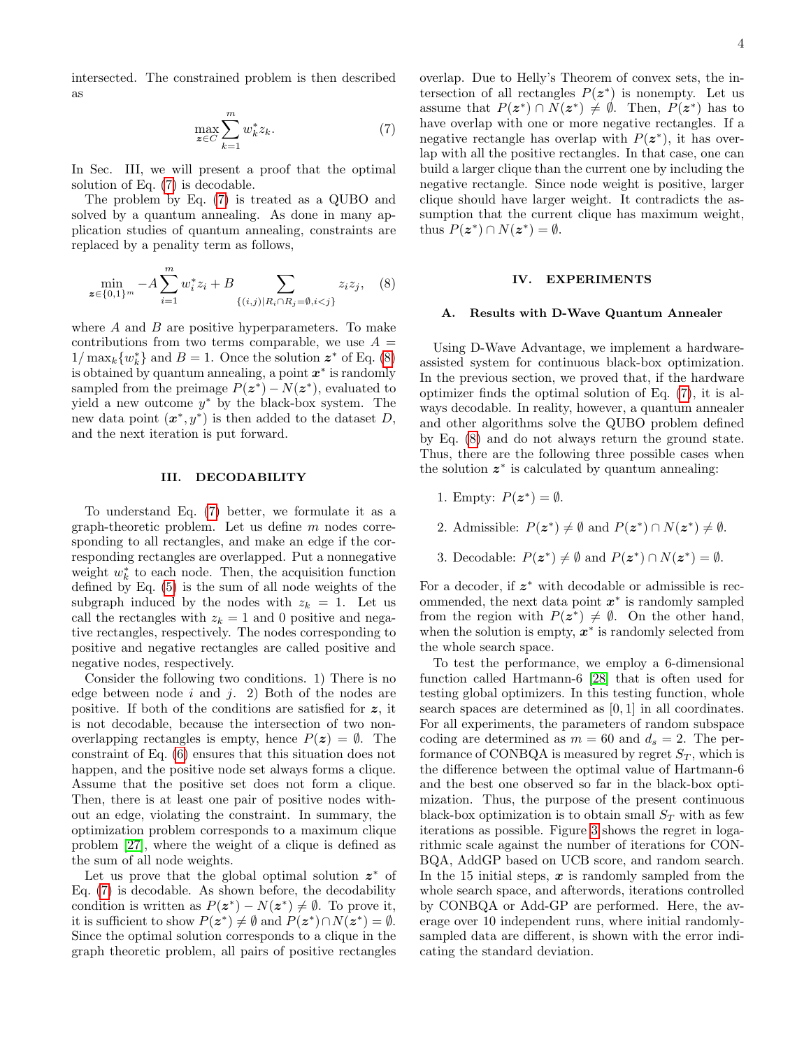intersected. The constrained problem is then described as

$$\max_{\boldsymbol{z}\in C}\sum_{k=1}^{m} w_k^* z_k. \tag{7}$$

In Sec. III, we will present a proof that the optimal solution of Eq. (7) is decodable.

The problem by Eq. (7) is treated as a QUBO and solved by a quantum annealing. As done in many application studies of quantum annealing, constraints are replaced by a penality term as follows,

$$\min_{\boldsymbol{z}\in\{0,1\}^m} -A\sum_{i=1}^{m} w_i^* z_i + B\sum_{\{(i,j)|R_i\cap R_j=\emptyset, i<j\}} z_i z_j, \tag{8}$$

where $A$ and $B$ are positive hyperparameters. To make contributions from two terms comparable, we use $A = 1/\max_k\{w_k^*\}$ and $B = 1$. Once the solution $\boldsymbol{z}^*$ of Eq. (8) is obtained by quantum annealing, a point $\boldsymbol{x}^*$ is randomly sampled from the preimage $P(\boldsymbol{z}^*) - N(\boldsymbol{z}^*)$, evaluated to yield a new outcome $y^*$ by the black-box system. The new data point $(\boldsymbol{x}^*, y^*)$ is then added to the dataset $D$, and the next iteration is put forward.

## III. DECODABILITY

To understand Eq. (7) better, we formulate it as a graph-theoretic problem. Let us define $m$ nodes corresponding to all rectangles, and make an edge if the corresponding rectangles are overlapped. Put a nonnegative weight $w_k^*$ to each node. Then, the acquisition function defined by Eq. (5) is the sum of all node weights of the subgraph induced by the nodes with $z_k = 1$. Let us call the rectangles with $z_k = 1$ and 0 positive and negative rectangles, respectively. The nodes corresponding to positive and negative rectangles are called positive and negative nodes, respectively.

Consider the following two conditions. 1) There is no edge between node $i$ and $j$. 2) Both of the nodes are positive. If both of the conditions are satisfied for $\boldsymbol{z}$, it is not decodable, because the intersection of two non-overlapping rectangles is empty, hence $P(\boldsymbol{z}) = \emptyset$. The constraint of Eq. (6) ensures that this situation does not happen, and the positive node set always forms a clique. Assume that the positive set does not form a clique. Then, there is at least one pair of positive nodes without an edge, violating the constraint. In summary, the optimization problem corresponds to a maximum clique problem [27], where the weight of a clique is defined as the sum of all node weights.

Let us prove that the global optimal solution $\boldsymbol{z}^*$ of Eq. (7) is decodable. As shown before, the decodability condition is written as $P(\boldsymbol{z}^*) - N(\boldsymbol{z}^*) \neq \emptyset$. To prove it, it is sufficient to show $P(\boldsymbol{z}^*) \neq \emptyset$ and $P(\boldsymbol{z}^*)\cap N(\boldsymbol{z}^*) = \emptyset$. Since the optimal solution corresponds to a clique in the graph theoretic problem, all pairs of positive rectangles overlap. Due to Helly's Theorem of convex sets, the intersection of all rectangles $P(\boldsymbol{z}^*)$ is nonempty. Let us assume that $P(\boldsymbol{z}^*) \cap N(\boldsymbol{z}^*) \neq \emptyset$. Then, $P(\boldsymbol{z}^*)$ has to have overlap with one or more negative rectangles. If a negative rectangle has overlap with $P(\boldsymbol{z}^*)$, it has overlap with all the positive rectangles. In that case, one can build a larger clique than the current one by including the negative rectangle. Since node weight is positive, larger clique should have larger weight. It contradicts the assumption that the current clique has maximum weight, thus $P(\boldsymbol{z}^*) \cap N(\boldsymbol{z}^*) = \emptyset$.

## IV. EXPERIMENTS

### A. Results with D-Wave Quantum Annealer

Using D-Wave Advantage, we implement a hardware-assisted system for continuous black-box optimization. In the previous section, we proved that, if the hardware optimizer finds the optimal solution of Eq. (7), it is always decodable. In reality, however, a quantum annealer and other algorithms solve the QUBO problem defined by Eq. (8) and do not always return the ground state. Thus, there are the following three possible cases when the solution $\boldsymbol{z}^*$ is calculated by quantum annealing:

1. Empty: $P(\boldsymbol{z}^*) = \emptyset$.
2. Admissible: $P(\boldsymbol{z}^*) \neq \emptyset$ and $P(\boldsymbol{z}^*) \cap N(\boldsymbol{z}^*) \neq \emptyset$.
3. Decodable: $P(\boldsymbol{z}^*) \neq \emptyset$ and $P(\boldsymbol{z}^*) \cap N(\boldsymbol{z}^*) = \emptyset$.

For a decoder, if $\boldsymbol{z}^*$ with decodable or admissible is recommended, the next data point $\boldsymbol{x}^*$ is randomly sampled from the region with $P(\boldsymbol{z}^*) \neq \emptyset$. On the other hand, when the solution is empty, $\boldsymbol{x}^*$ is randomly selected from the whole search space.

To test the performance, we employ a 6-dimensional function called Hartmann-6 [28] that is often used for testing global optimizers. In this testing function, whole search spaces are determined as $[0, 1]$ in all coordinates. For all experiments, the parameters of random subspace coding are determined as $m = 60$ and $d_s = 2$. The performance of CONBQA is measured by regret $S_T$, which is the difference between the optimal value of Hartmann-6 and the best one observed so far in the black-box optimization. Thus, the purpose of the present continuous black-box optimization is to obtain small $S_T$ with as few iterations as possible. Figure 3 shows the regret in logarithmic scale against the number of iterations for CONBQA, AddGP based on UCB score, and random search. In the 15 initial steps, $\boldsymbol{x}$ is randomly sampled from the whole search space, and afterwords, iterations controlled by CONBQA or Add-GP are performed. Here, the average over 10 independent runs, where initial randomly-sampled data are different, is shown with the error indicating the standard deviation.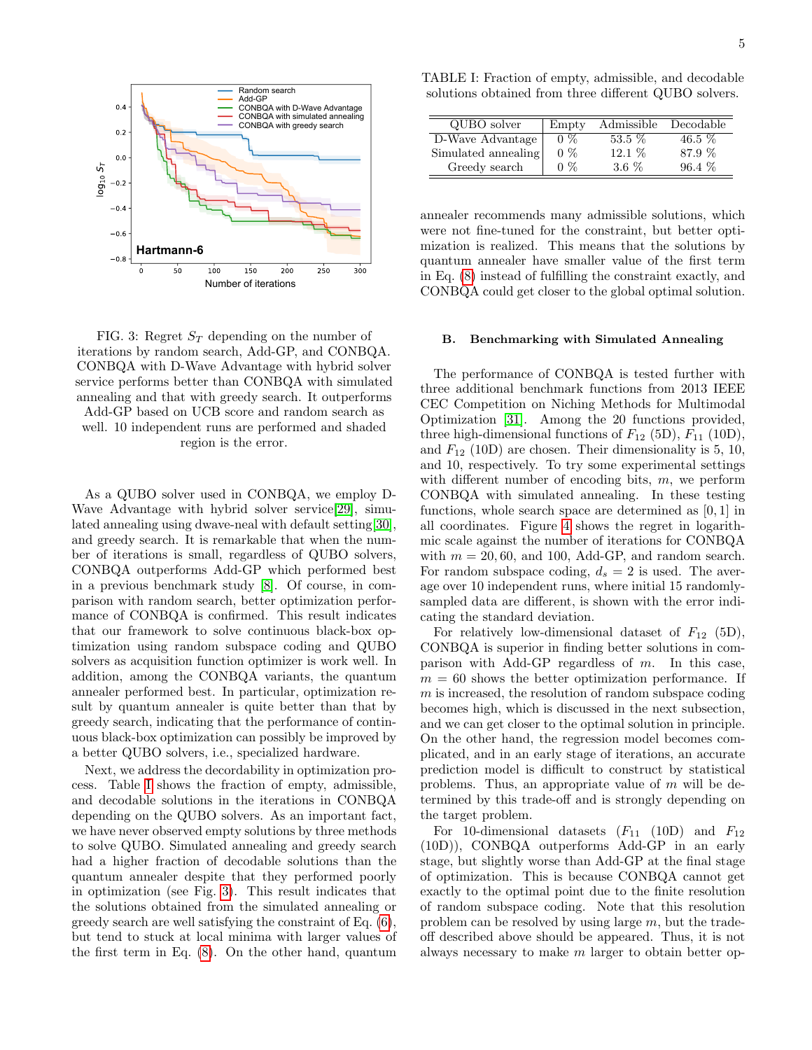FIG. 3: Regret $S_T$ depending on the number of iterations by random search, Add-GP, and CONBQA. CONBQA with D-Wave Advantage with hybrid solver service performs better than CONBQA with simulated annealing and that with greedy search. It outperforms Add-GP based on UCB score and random search as well. 10 independent runs are performed and shaded region is the error.

As a QUBO solver used in CONBQA, we employ D-Wave Advantage with hybrid solver service[29], simulated annealing using dwave-neal with default setting[30], and greedy search. It is remarkable that when the number of iterations is small, regardless of QUBO solvers, CONBQA outperforms Add-GP which performed best in a previous benchmark study [8]. Of course, in comparison with random search, better optimization performance of CONBQA is confirmed. This result indicates that our framework to solve continuous black-box optimization using random subspace coding and QUBO solvers as acquisition function optimizer is work well. In addition, among the CONBQA variants, the quantum annealer performed best. In particular, optimization result by quantum annealer is quite better than that by greedy search, indicating that the performance of continuous black-box optimization can possibly be improved by a better QUBO solvers, i.e., specialized hardware.

Next, we address the decordability in optimization process. Table I shows the fraction of empty, admissible, and decodable solutions in the iterations in CONBQA depending on the QUBO solvers. As an important fact, we have never observed empty solutions by three methods to solve QUBO. Simulated annealing and greedy search had a higher fraction of decodable solutions than the quantum annealer despite that they performed poorly in optimization (see Fig. 3). This result indicates that the solutions obtained from the simulated annealing or greedy search are well satisfying the constraint of Eq. (6), but tend to stuck at local minima with larger values of the first term in Eq. (8). On the other hand, quantum annealer recommends many admissible solutions, which were not fine-tuned for the constraint, but better optimization is realized. This means that the solutions by quantum annealer have smaller value of the first term in Eq. (8) instead of fulfilling the constraint exactly, and CONBQA could get closer to the global optimal solution.

TABLE I: Fraction of empty, admissible, and decodable solutions obtained from three different QUBO solvers.

| QUBO solver | Empty | Admissible | Decodable |
| --- | --- | --- | --- |
| D-Wave Advantage | 0 % | 53.5 % | 46.5 % |
| Simulated annealing | 0 % | 12.1 % | 87.9 % |
| Greedy search | 0 % | 3.6 % | 96.4 % |

### B. Benchmarking with Simulated Annealing

The performance of CONBQA is tested further with three additional benchmark functions from 2013 IEEE CEC Competition on Niching Methods for Multimodal Optimization [31]. Among the 20 functions provided, three high-dimensional functions of $F_{12}$ (5D), $F_{11}$ (10D), and $F_{12}$ (10D) are chosen. Their dimensionality is 5, 10, and 10, respectively. To try some experimental settings with different number of encoding bits, $m$, we perform CONBQA with simulated annealing. In these testing functions, whole search space are determined as $[0, 1]$ in all coordinates. Figure 4 shows the regret in logarithmic scale against the number of iterations for CONBQA with $m = 20, 60$, and $100$, Add-GP, and random search. For random subspace coding, $d_s = 2$ is used. The average over 10 independent runs, where initial 15 randomly-sampled data are different, is shown with the error indicating the standard deviation.

For relatively low-dimensional dataset of $F_{12}$ (5D), CONBQA is superior in finding better solutions in comparison with Add-GP regardless of $m$. In this case, $m = 60$ shows the better optimization performance. If $m$ is increased, the resolution of random subspace coding becomes high, which is discussed in the next subsection, and we can get closer to the optimal solution in principle. On the other hand, the regression model becomes complicated, and in an early stage of iterations, an accurate prediction model is difficult to construct by statistical problems. Thus, an appropriate value of $m$ will be determined by this trade-off and is strongly depending on the target problem.

For 10-dimensional datasets ($F_{11}$ (10D) and $F_{12}$ (10D)), CONBQA outperforms Add-GP in an early stage, but slightly worse than Add-GP at the final stage of optimization. This is because CONBQA cannot get exactly to the optimal point due to the finite resolution of random subspace coding. Note that this resolution problem can be resolved by using large $m$, but the trade-off described above should be appeared. Thus, it is not always necessary to make $m$ larger to obtain better op-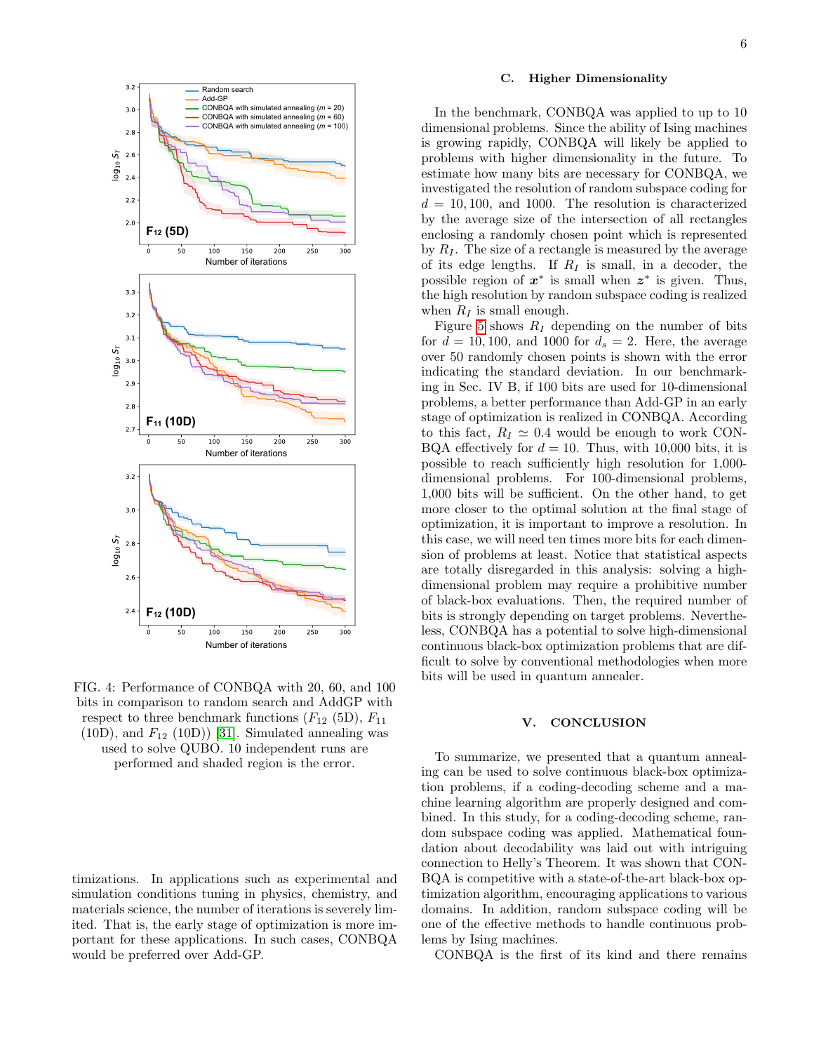FIG. 4: Performance of CONBQA with 20, 60, and 100 bits in comparison to random search and AddGP with respect to three benchmark functions ($F_{12}$ (5D), $F_{11}$ (10D), and $F_{12}$ (10D)) [31]. Simulated annealing was used to solve QUBO. 10 independent runs are performed and shaded region is the error.

timizations. In applications such as experimental and simulation conditions tuning in physics, chemistry, and materials science, the number of iterations is severely limited. That is, the early stage of optimization is more important for these applications. In such cases, CONBQA would be preferred over Add-GP.

### C. Higher Dimensionality

In the benchmark, CONBQA was applied to up to 10 dimensional problems. Since the ability of Ising machines is growing rapidly, CONBQA will likely be applied to problems with higher dimensionality in the future. To estimate how many bits are necessary for CONBQA, we investigated the resolution of random subspace coding for $d = 10, 100$, and $1000$. The resolution is characterized by the average size of the intersection of all rectangles enclosing a randomly chosen point which is represented by $R_I$. The size of a rectangle is measured by the average of its edge lengths. If $R_I$ is small, in a decoder, the possible region of $\boldsymbol{x}^*$ is small when $\boldsymbol{z}^*$ is given. Thus, the high resolution by random subspace coding is realized when $R_I$ is small enough.

Figure 5 shows $R_I$ depending on the number of bits for $d = 10, 100$, and $1000$ for $d_s = 2$. Here, the average over 50 randomly chosen points is shown with the error indicating the standard deviation. In our benchmarking in Sec. IV B, if 100 bits are used for 10-dimensional problems, a better performance than Add-GP in an early stage of optimization is realized in CONBQA. According to this fact, $R_I \simeq 0.4$ would be enough to work CONBQA effectively for $d = 10$. Thus, with 10,000 bits, it is possible to reach sufficiently high resolution for 1,000-dimensional problems. For 100-dimensional problems, 1,000 bits will be sufficient. On the other hand, to get more closer to the optimal solution at the final stage of optimization, it is important to improve a resolution. In this case, we will need ten times more bits for each dimension of problems at least. Notice that statistical aspects are totally disregarded in this analysis: solving a high-dimensional problem may require a prohibitive number of black-box evaluations. Then, the required number of bits is strongly depending on target problems. Nevertheless, CONBQA has a potential to solve high-dimensional continuous black-box optimization problems that are difficult to solve by conventional methodologies when more bits will be used in quantum annealer.

## V. CONCLUSION

To summarize, we presented that a quantum annealing can be used to solve continuous black-box optimization problems, if a coding-decoding scheme and a machine learning algorithm are properly designed and combined. In this study, for a coding-decoding scheme, random subspace coding was applied. Mathematical foundation about decodability was laid out with intriguing connection to Helly's Theorem. It was shown that CONBQA is competitive with a state-of-the-art black-box optimization algorithm, encouraging applications to various domains. In addition, random subspace coding will be one of the effective methods to handle continuous problems by Ising machines.

CONBQA is the first of its kind and there remains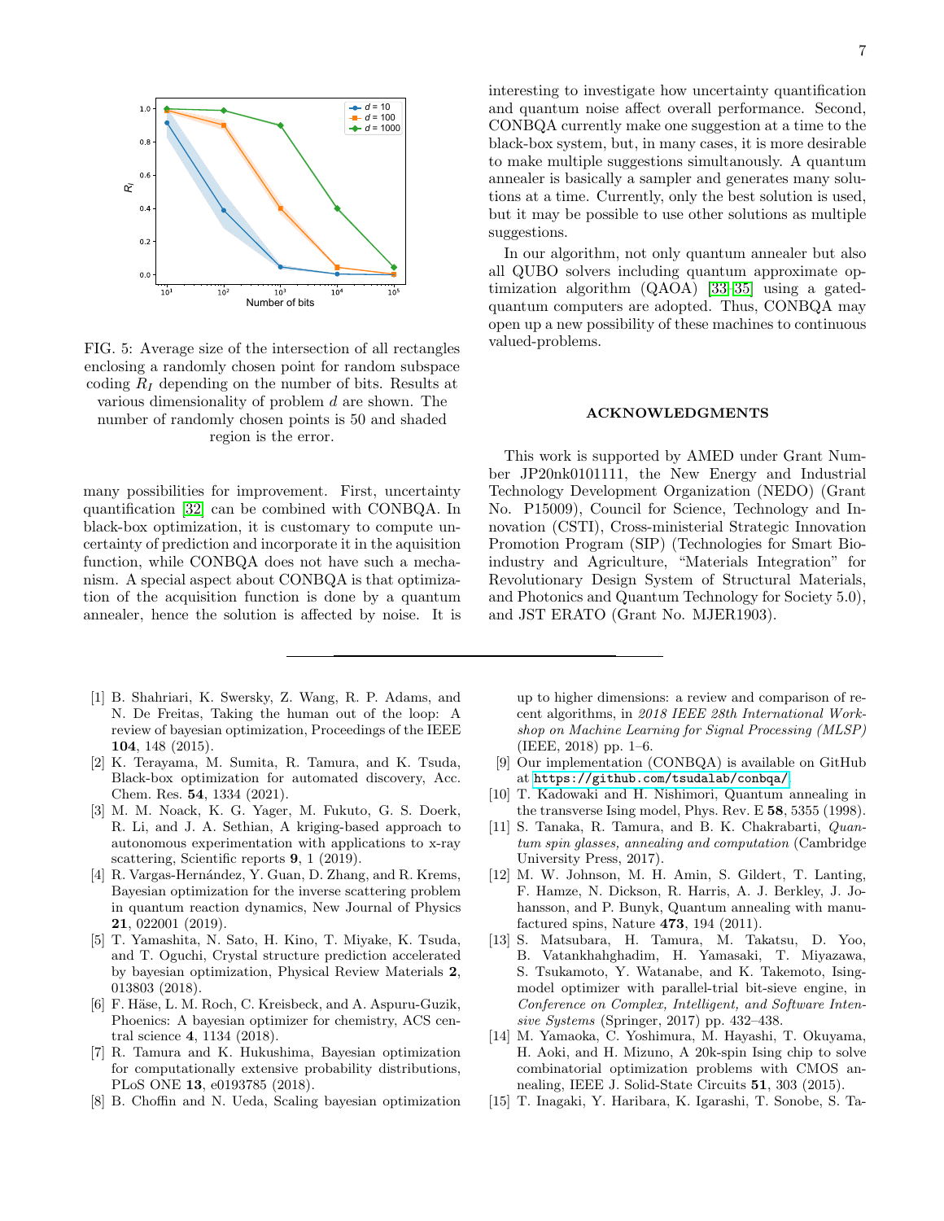FIG. 5: Average size of the intersection of all rectangles enclosing a randomly chosen point for random subspace coding $R_I$ depending on the number of bits. Results at various dimensionality of problem $d$ are shown. The number of randomly chosen points is 50 and shaded region is the error.

many possibilities for improvement. First, uncertainty quantification [32] can be combined with CONBQA. In black-box optimization, it is customary to compute uncertainty of prediction and incorporate it in the aquisition function, while CONBQA does not have such a mechanism. A special aspect about CONBQA is that optimization of the acquisition function is done by a quantum annealer, hence the solution is affected by noise. It is interesting to investigate how uncertainty quantification and quantum noise affect overall performance. Second, CONBQA currently make one suggestion at a time to the black-box system, but, in many cases, it is more desirable to make multiple suggestions simultaneously. A quantum annealer is basically a sampler and generates many solutions at a time. Currently, only the best solution is used, but it may be possible to use other solutions as multiple suggestions.

In our algorithm, not only quantum annealer but also all QUBO solvers including quantum approximate optimization algorithm (QAOA) [33–35] using a gated-quantum computers are adopted. Thus, CONBQA may open up a new possibility of these machines to continuous valued-problems.

## ACKNOWLEDGMENTS

This work is supported by AMED under Grant Number JP20nk0101111, the New Energy and Industrial Technology Development Organization (NEDO) (Grant No. P15009), Council for Science, Technology and Innovation (CSTI), Cross-ministerial Strategic Innovation Promotion Program (SIP) (Technologies for Smart Bio-industry and Agriculture, "Materials Integration" for Revolutionary Design System of Structural Materials, and Photonics and Quantum Technology for Society 5.0), and JST ERATO (Grant No. MJER1903).

---

[1] B. Shahriari, K. Swersky, Z. Wang, R. P. Adams, and N. De Freitas, Taking the human out of the loop: A review of bayesian optimization, Proceedings of the IEEE **104**, 148 (2015).

[2] K. Terayama, M. Sumita, R. Tamura, and K. Tsuda, Black-box optimization for automated discovery, Acc. Chem. Res. **54**, 1334 (2021).

[3] M. M. Noack, K. G. Yager, M. Fukuto, G. S. Doerk, R. Li, and J. A. Sethian, A kriging-based approach to autonomous experimentation with applications to x-ray scattering, Scientific reports **9**, 1 (2019).

[4] R. Vargas-Hernández, Y. Guan, D. Zhang, and R. Krems, Bayesian optimization for the inverse scattering problem in quantum reaction dynamics, New Journal of Physics **21**, 022001 (2019).

[5] T. Yamashita, N. Sato, H. Kino, T. Miyake, K. Tsuda, and T. Oguchi, Crystal structure prediction accelerated by bayesian optimization, Physical Review Materials **2**, 013803 (2018).

[6] F. Häse, L. M. Roch, C. Kreisbeck, and A. Aspuru-Guzik, Phoenics: A bayesian optimizer for chemistry, ACS central science **4**, 1134 (2018).

[7] R. Tamura and K. Hukushima, Bayesian optimization for computationally extensive probability distributions, PLoS ONE **13**, e0193785 (2018).

[8] B. Choffin and N. Ueda, Scaling bayesian optimization up to higher dimensions: a review and comparison of recent algorithms, in *2018 IEEE 28th International Workshop on Machine Learning for Signal Processing (MLSP)* (IEEE, 2018) pp. 1–6.

[9] Our implementation (CONBQA) is available on GitHub at https://github.com/tsudalab/conbqa/.

[10] T. Kadowaki and H. Nishimori, Quantum annealing in the transverse Ising model, Phys. Rev. E **58**, 5355 (1998).

[11] S. Tanaka, R. Tamura, and B. K. Chakrabarti, *Quantum spin glasses, annealing and computation* (Cambridge University Press, 2017).

[12] M. W. Johnson, M. H. Amin, S. Gildert, T. Lanting, F. Hamze, N. Dickson, R. Harris, A. J. Berkley, J. Johansson, and P. Bunyk, Quantum annealing with manufactured spins, Nature **473**, 194 (2011).

[13] S. Matsubara, H. Tamura, M. Takatsu, D. Yoo, B. Vatankhahghadim, H. Yamasaki, T. Miyazawa, S. Tsukamoto, Y. Watanabe, and K. Takemoto, Ising-model optimizer with parallel-trial bit-sieve engine, in *Conference on Complex, Intelligent, and Software Intensive Systems* (Springer, 2017) pp. 432–438.

[14] M. Yamaoka, C. Yoshimura, M. Hayashi, T. Okuyama, H. Aoki, and H. Mizuno, A 20k-spin Ising chip to solve combinatorial optimization problems with CMOS annealing, IEEE J. Solid-State Circuits **51**, 303 (2015).

[15] T. Inagaki, Y. Haribara, K. Igarashi, T. Sonobe, S. Ta-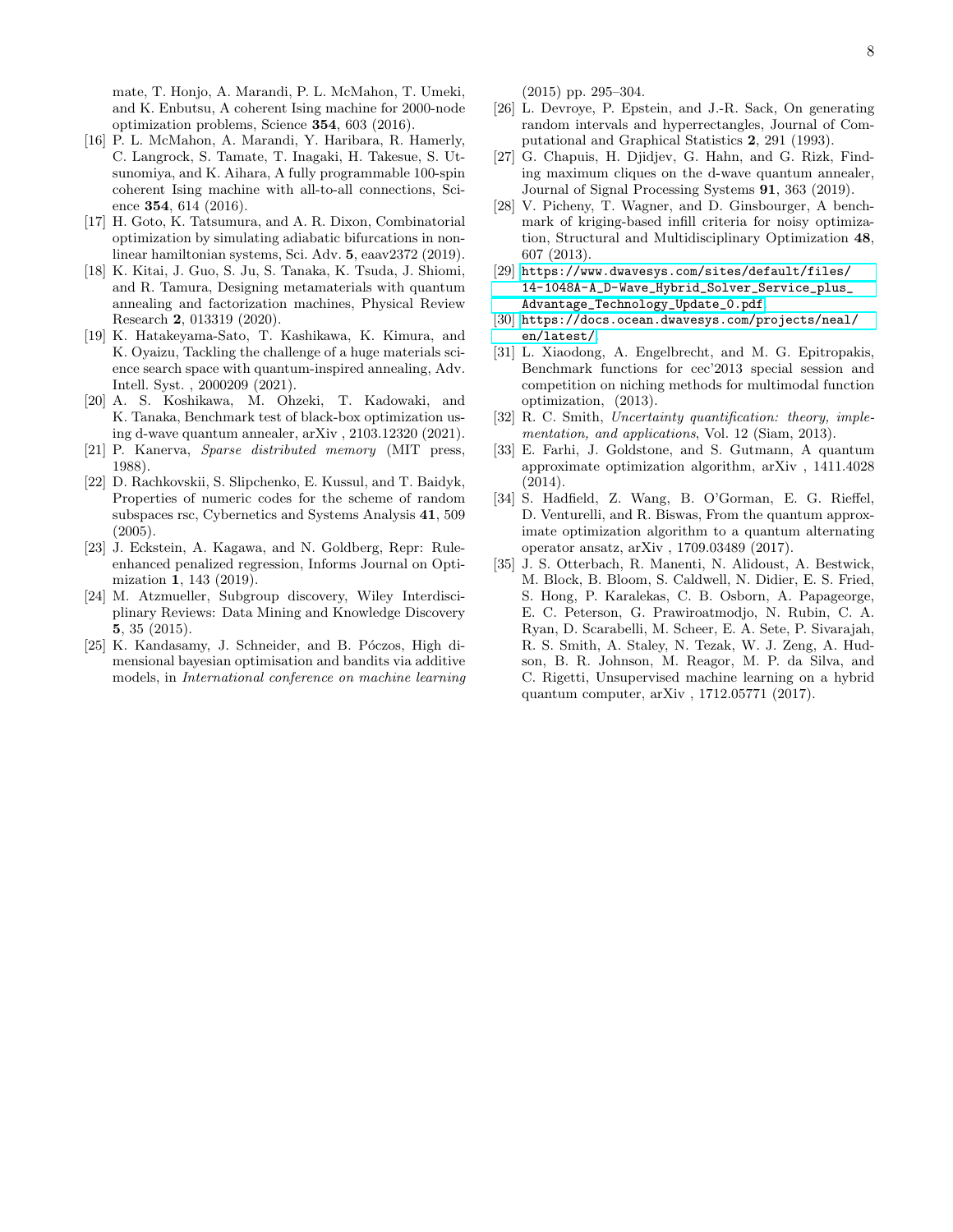mate, T. Honjo, A. Marandi, P. L. McMahon, T. Umeki, and K. Enbutsu, A coherent Ising machine for 2000-node optimization problems, Science **354**, 603 (2016).

[16] P. L. McMahon, A. Marandi, Y. Haribara, R. Hamerly, C. Langrock, S. Tamate, T. Inagaki, H. Takesue, S. Utsunomiya, and K. Aihara, A fully programmable 100-spin coherent Ising machine with all-to-all connections, Science **354**, 614 (2016).

[17] H. Goto, K. Tatsumura, and A. R. Dixon, Combinatorial optimization by simulating adiabatic bifurcations in nonlinear hamiltonian systems, Sci. Adv. **5**, eaav2372 (2019).

[18] K. Kitai, J. Guo, S. Ju, S. Tanaka, K. Tsuda, J. Shiomi, and R. Tamura, Designing metamaterials with quantum annealing and factorization machines, Physical Review Research **2**, 013319 (2020).

[19] K. Hatakeyama-Sato, T. Kashikawa, K. Kimura, and K. Oyaizu, Tackling the challenge of a huge materials science search space with quantum-inspired annealing, Adv. Intell. Syst. , 2000209 (2021).

[20] A. S. Koshikawa, M. Ohzeki, T. Kadowaki, and K. Tanaka, Benchmark test of black-box optimization using d-wave quantum annealer, arXiv , 2103.12320 (2021).

[21] P. Kanerva, *Sparse distributed memory* (MIT press, 1988).

[22] D. Rachkovskii, S. Slipchenko, E. Kussul, and T. Baidyk, Properties of numeric codes for the scheme of random subspaces rsc, Cybernetics and Systems Analysis **41**, 509 (2005).

[23] J. Eckstein, A. Kagawa, and N. Goldberg, Repr: Rule-enhanced penalized regression, Informs Journal on Optimization **1**, 143 (2019).

[24] M. Atzmueller, Subgroup discovery, Wiley Interdisciplinary Reviews: Data Mining and Knowledge Discovery **5**, 35 (2015).

[25] K. Kandasamy, J. Schneider, and B. Póczos, High dimensional bayesian optimisation and bandits via additive models, in *International conference on machine learning* (2015) pp. 295–304.

[26] L. Devroye, P. Epstein, and J.-R. Sack, On generating random intervals and hyperrectangles, Journal of Computational and Graphical Statistics **2**, 291 (1993).

[27] G. Chapuis, H. Djidjev, G. Hahn, and G. Rizk, Finding maximum cliques on the d-wave quantum annealer, Journal of Signal Processing Systems **91**, 363 (2019).

[28] V. Picheny, T. Wagner, and D. Ginsbourger, A benchmark of kriging-based infill criteria for noisy optimization, Structural and Multidisciplinary Optimization **48**, 607 (2013).

[29] https://www.dwavesys.com/sites/default/files/14-1048A-A_D-Wave_Hybrid_Solver_Service_plus_Advantage_Technology_Update_0.pdf.

[30] https://docs.ocean.dwavesys.com/projects/neal/en/latest/.

[31] L. Xiaodong, A. Engelbrecht, and M. G. Epitropakis, Benchmark functions for cec'2013 special session and competition on niching methods for multimodal function optimization, (2013).

[32] R. C. Smith, *Uncertainty quantification: theory, implementation, and applications*, Vol. 12 (Siam, 2013).

[33] E. Farhi, J. Goldstone, and S. Gutmann, A quantum approximate optimization algorithm, arXiv , 1411.4028 (2014).

[34] S. Hadfield, Z. Wang, B. O'Gorman, E. G. Rieffel, D. Venturelli, and R. Biswas, From the quantum approximate optimization algorithm to a quantum alternating operator ansatz, arXiv , 1709.03489 (2017).

[35] J. S. Otterbach, R. Manenti, N. Alidoust, A. Bestwick, M. Block, B. Bloom, S. Caldwell, N. Didier, E. S. Fried, S. Hong, P. Karalekas, C. B. Osborn, A. Papageorge, E. C. Peterson, G. Prawiroatmodjo, N. Rubin, C. A. Ryan, D. Scarabelli, M. Scheer, E. A. Sete, P. Sivarajah, R. S. Smith, A. Staley, N. Tezak, W. J. Zeng, A. Hudson, B. R. Johnson, M. Reagor, M. P. da Silva, and C. Rigetti, Unsupervised machine learning on a hybrid quantum computer, arXiv , 1712.05771 (2017).